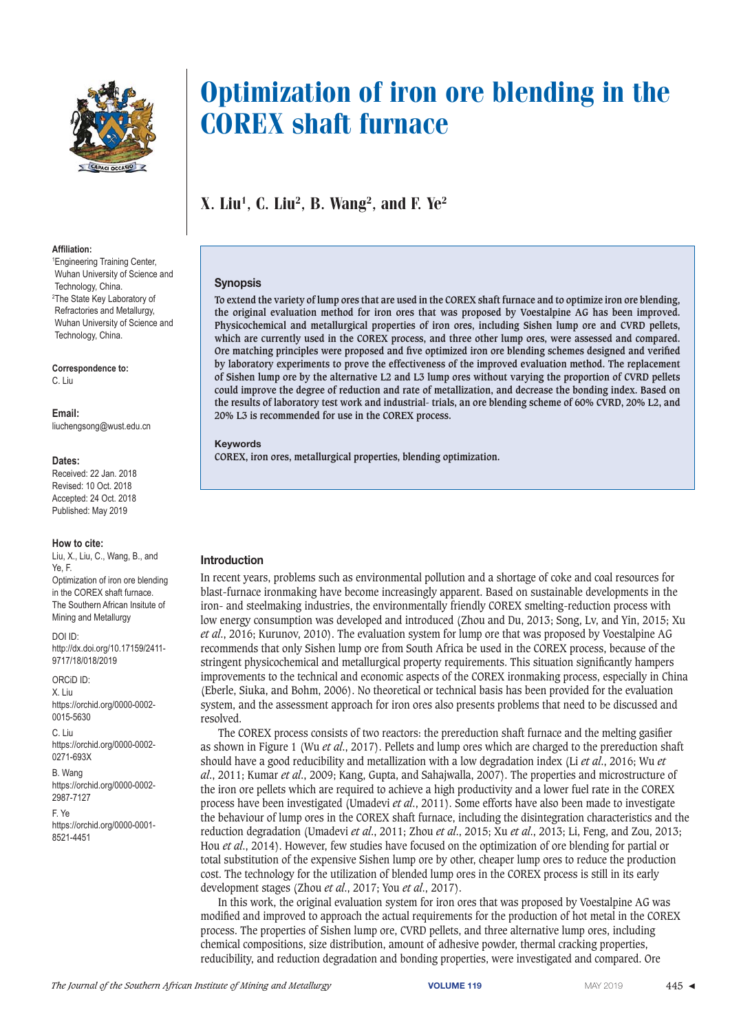# Optimization of iron ore blending in the COREX shaft furnace

## X. Liu[1], C. Liu[2], B. Wang[2], and F. Ye[2]

**Affiliation:**
[1]Engineering Training Center, Wuhan University of Science and Technology, China.
[2]The State Key Laboratory of Refractories and Metallurgy, Wuhan University of Science and Technology, China.

**Correspondence to:**
C. Liu

**Email:**
liuchengsong@wust.edu.cn

**Dates:**
Received: 22 Jan. 2018
Revised: 10 Oct. 2018
Accepted: 24 Oct. 2018
Published: May 2019

**How to cite:**
Liu, X., Liu, C., Wang, B., and Ye, F.
Optimization of iron ore blending in the COREX shaft furnace. The Southern African Insitute of Mining and Metallurgy

DOI ID:
http://dx.doi.org/10.17159/2411-9717/18/018/2019

ORCiD ID:
X. Liu
https://orchid.org/0000-0002-0015-5630
C. Liu
https://orchid.org/0000-0002-0271-693X
B. Wang
https://orchid.org/0000-0002-2987-7127
F. Ye
https://orchid.org/0000-0001-8521-4451

### Synopsis

**To extend the variety of lump ores that are used in the COREX shaft furnace and to optimize iron ore blending, the original evaluation method for iron ores that was proposed by Voestalpine AG has been improved. Physicochemical and metallurgical properties of iron ores, including Sishen lump ore and CVRD pellets, which are currently used in the COREX process, and three other lump ores, were assessed and compared. Ore matching principles were proposed and five optimized iron ore blending schemes designed and verified by laboratory experiments to prove the effectiveness of the improved evaluation method. The replacement of Sishen lump ore by the alternative L2 and L3 lump ores without varying the proportion of CVRD pellets could improve the degree of reduction and rate of metallization, and decrease the bonding index. Based on the results of laboratory test work and industrial- trials, an ore blending scheme of 60% CVRD, 20% L2, and 20% L3 is recommended for use in the COREX process.**

### Keywords

**COREX, iron ores, metallurgical properties, blending optimization.**

## Introduction

In recent years, problems such as environmental pollution and a shortage of coke and coal resources for blast-furnace ironmaking have become increasingly apparent. Based on sustainable developments in the iron- and steelmaking industries, the environmentally friendly COREX smelting-reduction process with low energy consumption was developed and introduced (Zhou and Du, 2013; Song, Lv, and Yin, 2015; Xu *et al*., 2016; Kurunov, 2010). The evaluation system for lump ore that was proposed by Voestalpine AG recommends that only Sishen lump ore from South Africa be used in the COREX process, because of the stringent physicochemical and metallurgical property requirements. This situation significantly hampers improvements to the technical and economic aspects of the COREX ironmaking process, especially in China (Eberle, Siuka, and Bohm, 2006). No theoretical or technical basis has been provided for the evaluation system, and the assessment approach for iron ores also presents problems that need to be discussed and resolved.

The COREX process consists of two reactors: the prereduction shaft furnace and the melting gasifier as shown in Figure 1 (Wu *et al*., 2017). Pellets and lump ores which are charged to the prereduction shaft should have a good reducibility and metallization with a low degradation index (Li *et al*., 2016; Wu *et al*., 2011; Kumar *et al*., 2009; Kang, Gupta, and Sahajwalla, 2007). The properties and microstructure of the iron ore pellets which are required to achieve a high productivity and a lower fuel rate in the COREX process have been investigated (Umadevi *et al*., 2011). Some efforts have also been made to investigate the behaviour of lump ores in the COREX shaft furnace, including the disintegration characteristics and the reduction degradation (Umadevi *et al*., 2011; Zhou *et al*., 2015; Xu *et al*., 2013; Li, Feng, and Zou, 2013; Hou *et al*., 2014). However, few studies have focused on the optimization of ore blending for partial or total substitution of the expensive Sishen lump ore by other, cheaper lump ores to reduce the production cost. The technology for the utilization of blended lump ores in the COREX process is still in its early development stages (Zhou *et al*., 2017; You *et al*., 2017).

In this work, the original evaluation system for iron ores that was proposed by Voestalpine AG was modified and improved to approach the actual requirements for the production of hot metal in the COREX process. The properties of Sishen lump ore, CVRD pellets, and three alternative lump ores, including chemical compositions, size distribution, amount of adhesive powder, thermal cracking properties, reducibility, and reduction degradation and bonding properties, were investigated and compared. Ore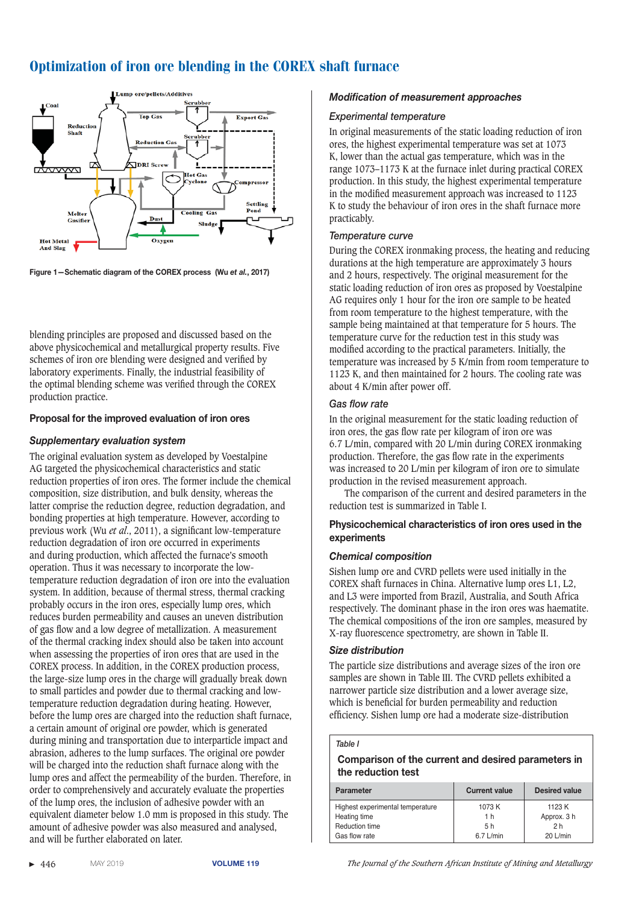# Optimization of iron ore blending in the COREX shaft furnace

Figure 1—Schematic diagram of the COREX process (Wu *et al*., 2017)

blending principles are proposed and discussed based on the above physicochemical and metallurgical property results. Five schemes of iron ore blending were designed and verified by laboratory experiments. Finally, the industrial feasibility of the optimal blending scheme was verified through the COREX production practice.

## Proposal for the improved evaluation of iron ores

### *Supplementary evaluation system*

The original evaluation system as developed by Voestalpine AG targeted the physicochemical characteristics and static reduction properties of iron ores. The former include the chemical composition, size distribution, and bulk density, whereas the latter comprise the reduction degree, reduction degradation, and bonding properties at high temperature. However, according to previous work (Wu *et al*., 2011), a significant low-temperature reduction degradation of iron ore occurred in experiments and during production, which affected the furnace's smooth operation. Thus it was necessary to incorporate the low-temperature reduction degradation of iron ore into the evaluation system. In addition, because of thermal stress, thermal cracking probably occurs in the iron ores, especially lump ores, which reduces burden permeability and causes an uneven distribution of gas flow and a low degree of metallization. A measurement of the thermal cracking index should also be taken into account when assessing the properties of iron ores that are used in the COREX process. In addition, in the COREX production process, the large-size lump ores in the charge will gradually break down to small particles and powder due to thermal cracking and low-temperature reduction degradation during heating. However, before the lump ores are charged into the reduction shaft furnace, a certain amount of original ore powder, which is generated during mining and transportation due to interparticle impact and abrasion, adheres to the lump surfaces. The original ore powder will be charged into the reduction shaft furnace along with the lump ores and affect the permeability of the burden. Therefore, in order to comprehensively and accurately evaluate the properties of the lump ores, the inclusion of adhesive powder with an equivalent diameter below 1.0 mm is proposed in this study. The amount of adhesive powder was also measured and analysed, and will be further elaborated on later.

### *Modification of measurement approaches*

#### *Experimental temperature*

In original measurements of the static loading reduction of iron ores, the highest experimental temperature was set at 1073 K, lower than the actual gas temperature, which was in the range 1073–1173 K at the furnace inlet during practical COREX production. In this study, the highest experimental temperature in the modified measurement approach was increased to 1123 K to study the behaviour of iron ores in the shaft furnace more practicably.

#### *Temperature curve*

During the COREX ironmaking process, the heating and reducing durations at the high temperature are approximately 3 hours and 2 hours, respectively. The original measurement for the static loading reduction of iron ores as proposed by Voestalpine AG requires only 1 hour for the iron ore sample to be heated from room temperature to the highest temperature, with the sample being maintained at that temperature for 5 hours. The temperature curve for the reduction test in this study was modified according to the practical parameters. Initially, the temperature was increased by 5 K/min from room temperature to 1123 K, and then maintained for 2 hours. The cooling rate was about 4 K/min after power off.

#### *Gas flow rate*

In the original measurement for the static loading reduction of iron ores, the gas flow rate per kilogram of iron ore was 6.7 L/min, compared with 20 L/min during COREX ironmaking production. Therefore, the gas flow rate in the experiments was increased to 20 L/min per kilogram of iron ore to simulate production in the revised measurement approach.

The comparison of the current and desired parameters in the reduction test is summarized in Table I.

## Physicochemical characteristics of iron ores used in the experiments

### *Chemical composition*

Sishen lump ore and CVRD pellets were used initially in the COREX shaft furnaces in China. Alternative lump ores L1, L2, and L3 were imported from Brazil, Australia, and South Africa respectively. The dominant phase in the iron ores was haematite. The chemical compositions of the iron ore samples, measured by X-ray fluorescence spectrometry, are shown in Table II.

### *Size distribution*

The particle size distributions and average sizes of the iron ore samples are shown in Table III. The CVRD pellets exhibited a narrower particle size distribution and a lower average size, which is beneficial for burden permeability and reduction efficiency. Sishen lump ore had a moderate size-distribution

*Table I*

**Comparison of the current and desired parameters in the reduction test**

| Parameter | Current value | Desired value |
|---|---|---|
| Highest experimental temperature | 1073 K | 1123 K |
| Heating time | 1 h | Approx. 3 h |
| Reduction time | 5 h | 2 h |
| Gas flow rate | 6.7 L/min | 20 L/min |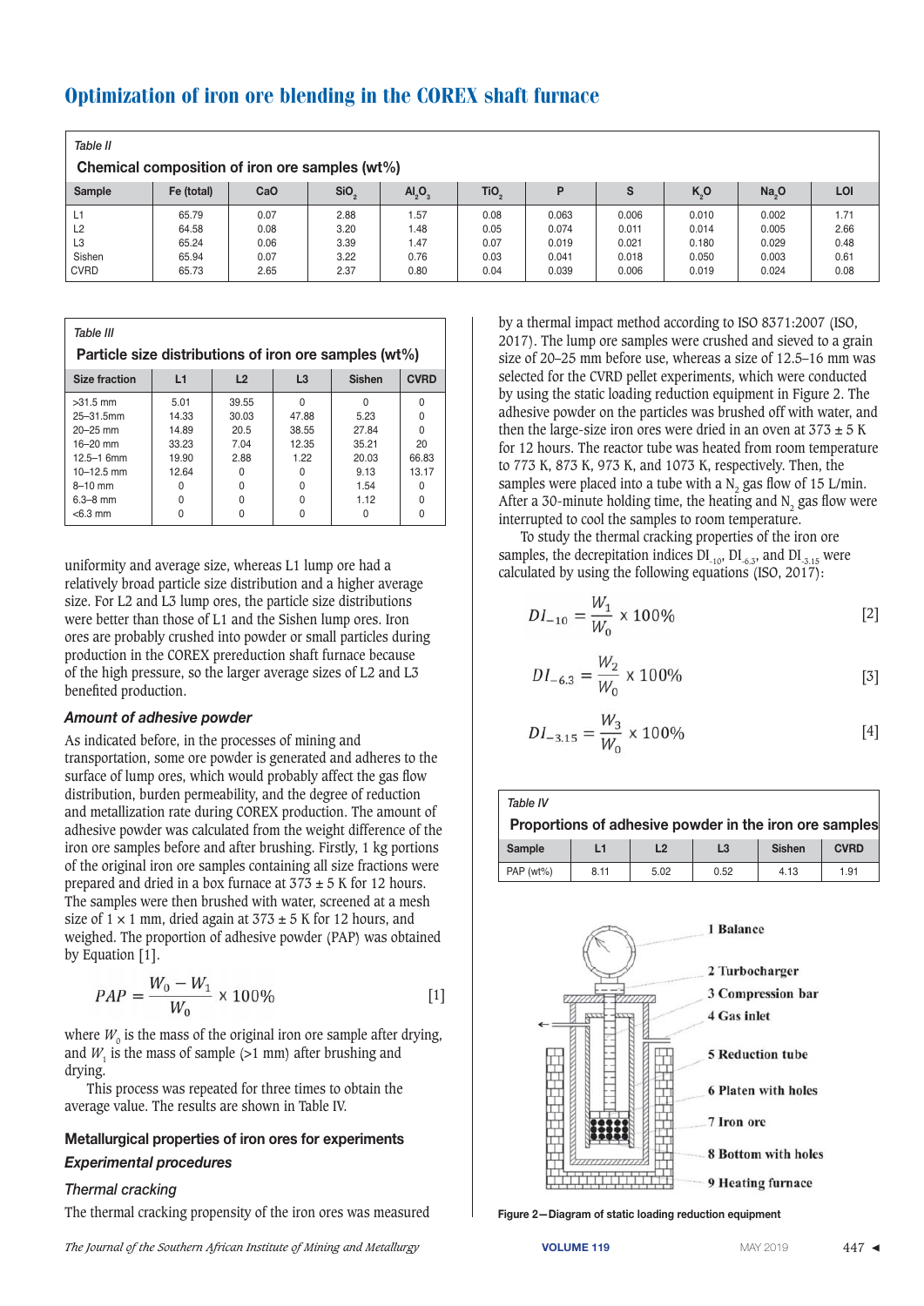Table II

Chemical composition of iron ore samples (wt%)

| Sample | Fe (total) | CaO | $SiO_2$ | $Al_2O_3$ | $TiO_2$ | P | S | $K_2O$ | $Na_2O$ | LOI |
|---|---|---|---|---|---|---|---|---|---|---|
| L1 | 65.79 | 0.07 | 2.88 | 1.57 | 0.08 | 0.063 | 0.006 | 0.010 | 0.002 | 1.71 |
| L2 | 64.58 | 0.08 | 3.20 | 1.48 | 0.05 | 0.074 | 0.011 | 0.014 | 0.005 | 2.66 |
| L3 | 65.24 | 0.06 | 3.39 | 1.47 | 0.07 | 0.019 | 0.021 | 0.180 | 0.029 | 0.48 |
| Sishen | 65.94 | 0.07 | 3.22 | 0.76 | 0.03 | 0.041 | 0.018 | 0.050 | 0.003 | 0.61 |
| CVRD | 65.73 | 2.65 | 2.37 | 0.80 | 0.04 | 0.039 | 0.006 | 0.019 | 0.024 | 0.08 |

Table III

Particle size distributions of iron ore samples (wt%)

| Size fraction | L1 | L2 | L3 | Sishen | CVRD |
|---|---|---|---|---|---|
| >31.5 mm | 5.01 | 39.55 | 0 | 0 | 0 |
| 25–31.5mm | 14.33 | 30.03 | 47.88 | 5.23 | 0 |
| 20–25 mm | 14.89 | 20.5 | 38.55 | 27.84 | 0 |
| 16–20 mm | 33.23 | 7.04 | 12.35 | 35.21 | 20 |
| 12.5–1 6mm | 19.90 | 2.88 | 1.22 | 20.03 | 66.83 |
| 10–12.5 mm | 12.64 | 0 | 0 | 9.13 | 13.17 |
| 8–10 mm | 0 | 0 | 0 | 1.54 | 0 |
| 6.3–8 mm | 0 | 0 | 0 | 1.12 | 0 |
| <6.3 mm | 0 | 0 | 0 | 0 | 0 |

uniformity and average size, whereas L1 lump ore had a relatively broad particle size distribution and a higher average size. For L2 and L3 lump ores, the particle size distributions were better than those of L1 and the Sishen lump ores. Iron ores are probably crushed into powder or small particles during production in the COREX prereduction shaft furnace because of the high pressure, so the larger average sizes of L2 and L3 benefited production.

### *Amount of adhesive powder*

As indicated before, in the processes of mining and transportation, some ore powder is generated and adheres to the surface of lump ores, which would probably affect the gas flow distribution, burden permeability, and the degree of reduction and metallization rate during COREX production. The amount of adhesive powder was calculated from the weight difference of the iron ore samples before and after brushing. Firstly, 1 kg portions of the original iron ore samples containing all size fractions were prepared and dried in a box furnace at 373 ± 5 K for 12 hours. The samples were then brushed with water, screened at a mesh size of 1 × 1 mm, dried again at 373 ± 5 K for 12 hours, and weighed. The proportion of adhesive powder (PAP) was obtained by Equation [1].

$$PAP = \frac{W_0 - W_1}{W_0} \times 100\% \quad [1]$$

where $W_0$ is the mass of the original iron ore sample after drying, and $W_1$ is the mass of sample (>1 mm) after brushing and drying.

This process was repeated for three times to obtain the average value. The results are shown in Table IV.

## Metallurgical properties of iron ores for experiments

### *Experimental procedures*

#### *Thermal cracking*

The thermal cracking propensity of the iron ores was measured by a thermal impact method according to ISO 8371:2007 (ISO, 2017). The lump ore samples were crushed and sieved to a grain size of 20–25 mm before use, whereas a size of 12.5–16 mm was selected for the CVRD pellet experiments, which were conducted by using the static loading reduction equipment in Figure 2. The adhesive powder on the particles was brushed off with water, and then the large-size iron ores were dried in an oven at 373 ± 5 K for 12 hours. The reactor tube was heated from room temperature to 773 K, 873 K, 973 K, and 1073 K, respectively. Then, the samples were placed into a tube with a $N_2$ gas flow of 15 L/min. After a 30-minute holding time, the heating and $N_2$ gas flow were interrupted to cool the samples to room temperature.

To study the thermal cracking properties of the iron ore samples, the decrepitation indices $DI_{-10}$, $DI_{-6.3}$, and $DI_{-3.15}$ were calculated by using the following equations (ISO, 2017):

$$DI_{-10} = \frac{W_1}{W_0} \times 100\% \quad [2]$$

$$DI_{-6.3} = \frac{W_2}{W_0} \times 100\% \quad [3]$$

$$DI_{-3.15} = \frac{W_3}{W_0} \times 100\% \quad [4]$$

Table IV

Proportions of adhesive powder in the iron ore samples

| Sample | L1 | L2 | L3 | Sishen | CVRD |
|---|---|---|---|---|---|
| PAP (wt%) | 8.11 | 5.02 | 0.52 | 4.13 | 1.91 |

1 Balance
2 Turbocharger
3 Compression bar
4 Gas inlet
5 Reduction tube
6 Platen with holes
7 Iron ore
8 Bottom with holes
9 Heating furnace

Figure 2—Diagram of static loading reduction equipment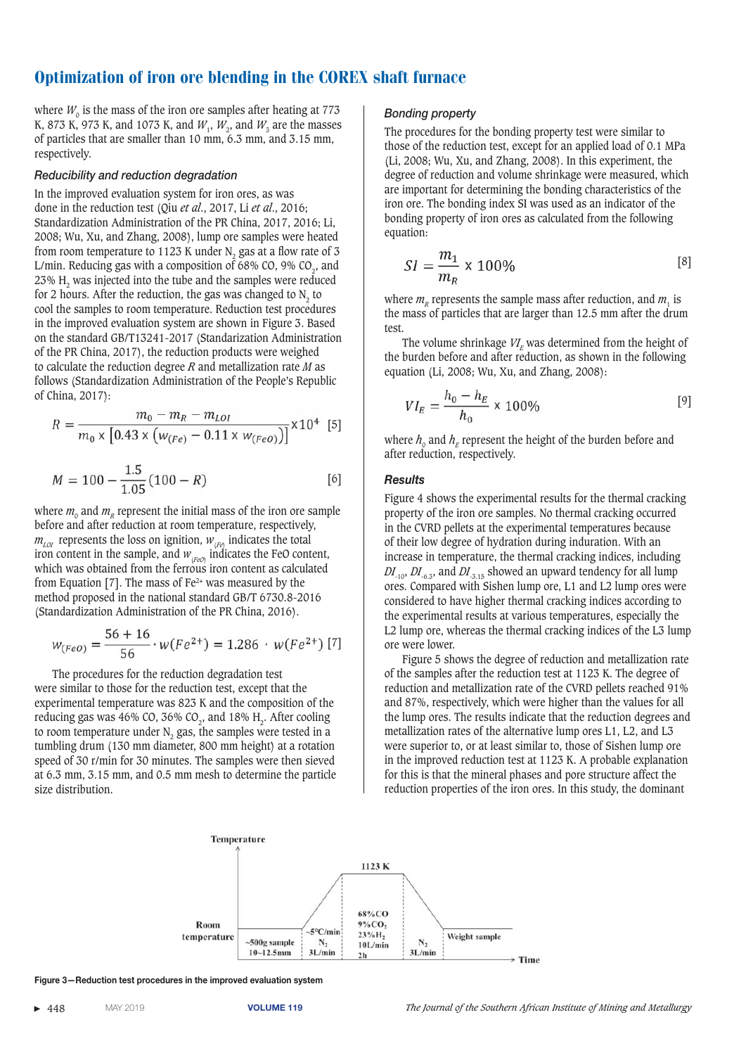## Optimization of iron ore blending in the COREX shaft furnace

where $W_0$ is the mass of the iron ore samples after heating at 773 K, 873 K, 973 K, and 1073 K, and $W_1$, $W_2$, and $W_3$ are the masses of particles that are smaller than 10 mm, 6.3 mm, and 3.15 mm, respectively.

### *Reducibility and reduction degradation*

In the improved evaluation system for iron ores, as was done in the reduction test (Qiu *et al*., 2017, Li *et al*., 2016; Standardization Administration of the PR China, 2017, 2016; Li, 2008; Wu, Xu, and Zhang, 2008), lump ore samples were heated from room temperature to 1123 K under $N_2$ gas at a flow rate of 3 L/min. Reducing gas with a composition of 68% CO, 9% $CO_2$, and 23% $H_2$ was injected into the tube and the samples were reduced for 2 hours. After the reduction, the gas was changed to $N_2$ to cool the samples to room temperature. Reduction test procedures in the improved evaluation system are shown in Figure 3. Based on the standard GB/T13241-2017 (Standardization Administration of the PR China, 2017), the reduction products were weighed to calculate the reduction degree $R$ and metallization rate $M$ as follows (Standardization Administration of the People's Republic of China, 2017):

$$R = \frac{m_0 - m_R - m_{LOI}}{m_0 \times \left[0.43 \times \left(w_{(Fe)} - 0.11 \times w_{(FeO)}\right)\right]} \times 10^4 \quad [5]$$

$$M = 100 - \frac{1.5}{1.05}(100 - R) \quad [6]$$

where $m_0$ and $m_R$ represent the initial mass of the iron ore sample before and after reduction at room temperature, respectively, $m_{LOI}$ represents the loss on ignition, $w_{(Fe)}$ indicates the total iron content in the sample, and $w_{(FeO)}$ indicates the FeO content, which was obtained from the ferrous iron content as calculated from Equation [7]. The mass of $Fe^{2+}$ was measured by the method proposed in the national standard GB/T 6730.8-2016 (Standardization Administration of the PR China, 2016).

$$w_{(FeO)} = \frac{56 + 16}{56} \cdot w(Fe^{2+}) = 1.286 \cdot w(Fe^{2+}) \quad [7]$$

The procedures for the reduction degradation test were similar to those for the reduction test, except that the experimental temperature was 823 K and the composition of the reducing gas was 46% CO, 36% $CO_2$, and 18% $H_2$. After cooling to room temperature under $N_2$ gas, the samples were tested in a tumbling drum (130 mm diameter, 800 mm height) at a rotation speed of 30 r/min for 30 minutes. The samples were then sieved at 6.3 mm, 3.15 mm, and 0.5 mm mesh to determine the particle size distribution.

### *Bonding property*

The procedures for the bonding property test were similar to those of the reduction test, except for an applied load of 0.1 MPa (Li, 2008; Wu, Xu, and Zhang, 2008). In this experiment, the degree of reduction and volume shrinkage were measured, which are important for determining the bonding characteristics of the iron ore. The bonding index SI was used as an indicator of the bonding property of iron ores as calculated from the following equation:

$$SI = \frac{m_1}{m_R} \times 100\% \quad [8]$$

where $m_R$ represents the sample mass after reduction, and $m_1$ is the mass of particles that are larger than 12.5 mm after the drum test.

The volume shrinkage $VI_E$ was determined from the height of the burden before and after reduction, as shown in the following equation (Li, 2008; Wu, Xu, and Zhang, 2008):

$$VI_E = \frac{h_0 - h_E}{h_0} \times 100\% \quad [9]$$

where $h_0$ and $h_E$ represent the height of the burden before and after reduction, respectively.

### *Results*

Figure 4 shows the experimental results for the thermal cracking property of the iron ore samples. No thermal cracking occurred in the CVRD pellets at the experimental temperatures because of their low degree of hydration during induration. With an increase in temperature, the thermal cracking indices, including $DI_{-10}$, $DI_{-6.3}$, and $DI_{-3.15}$ showed an upward tendency for all lump ores. Compared with Sishen lump ore, L1 and L2 lump ores were considered to have higher thermal cracking indices according to the experimental results at various temperatures, especially the L2 lump ore, whereas the thermal cracking indices of the L3 lump ore were lower.

Figure 5 shows the degree of reduction and metallization rate of the samples after the reduction test at 1123 K. The degree of reduction and metallization rate of the CVRD pellets reached 91% and 87%, respectively, which were higher than the values for all the lump ores. The results indicate that the reduction degrees and metallization rates of the alternative lump ores L1, L2, and L3 were superior to, or at least similar to, those of Sishen lump ore in the improved reduction test at 1123 K. A probable explanation for this is that the mineral phases and pore structure affect the reduction properties of the iron ores. In this study, the dominant

Temperature; Room temperature; ~500g sample 10~12.5mm; ~5°C/min $N_2$ 3L/min; 1123 K; 68%CO 9%$CO_2$ 23%$H_2$ 10L/min 2h; $N_2$ 3L/min; Weight sample; Time

**Figure 3—Reduction test procedures in the improved evaluation system**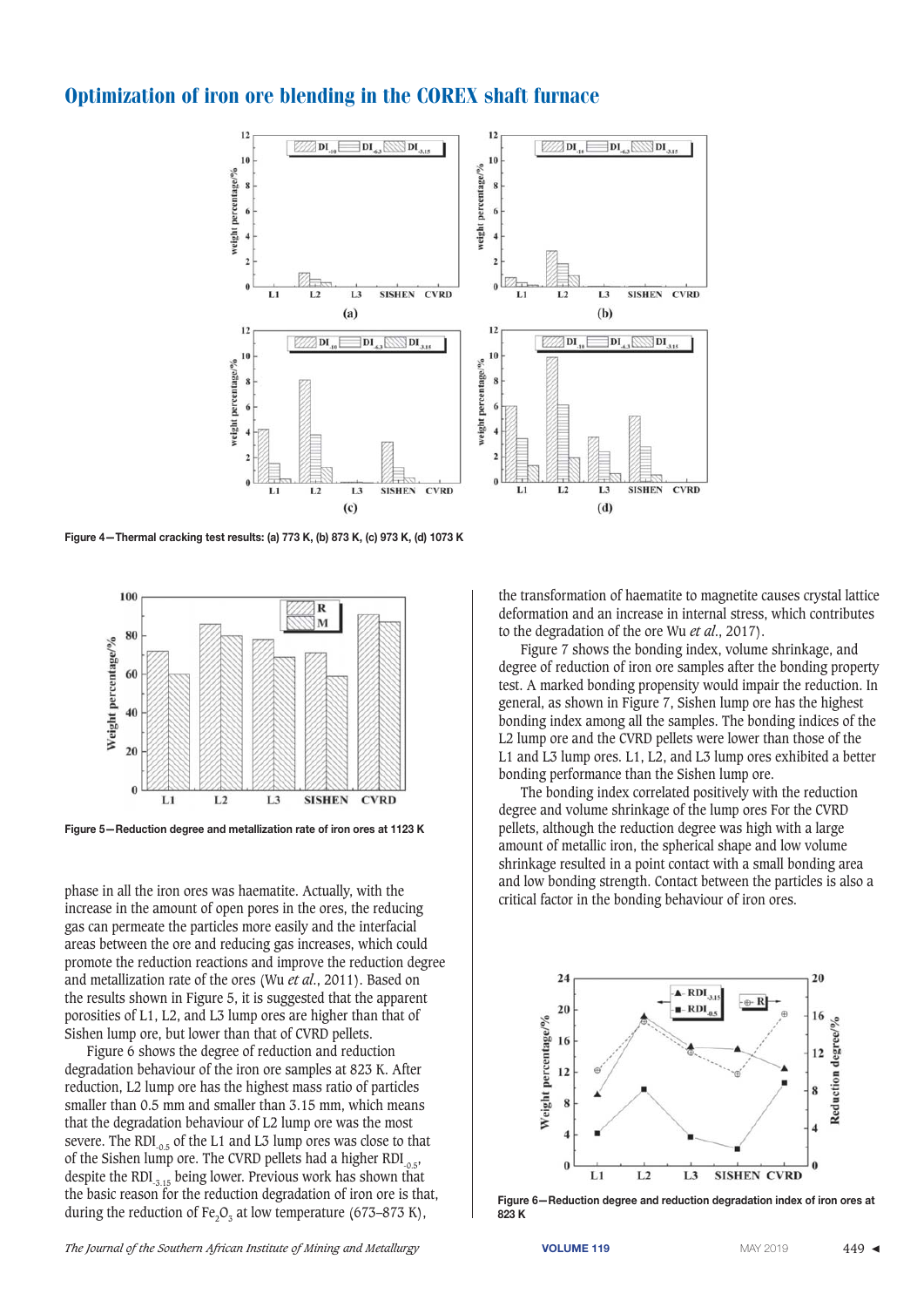Figure 4—Thermal cracking test results: (a) 773 K, (b) 873 K, (c) 973 K, (d) 1073 K

Figure 5—Reduction degree and metallization rate of iron ores at 1123 K

phase in all the iron ores was haematite. Actually, with the increase in the amount of open pores in the ores, the reducing gas can permeate the particles more easily and the interfacial areas between the ore and reducing gas increases, which could promote the reduction reactions and improve the reduction degree and metallization rate of the ores (Wu *et al*., 2011). Based on the results shown in Figure 5, it is suggested that the apparent porosities of L1, L2, and L3 lump ores are higher than that of Sishen lump ore, but lower than that of CVRD pellets.

Figure 6 shows the degree of reduction and reduction degradation behaviour of the iron ore samples at 823 K. After reduction, L2 lump ore has the highest mass ratio of particles smaller than 0.5 mm and smaller than 3.15 mm, which means that the degradation behaviour of L2 lump ore was the most severe. The $RDI_{-0.5}$ of the L1 and L3 lump ores was close to that of the Sishen lump ore. The CVRD pellets had a higher $RDI_{-0.5}$, despite the $RDI_{-3.15}$ being lower. Previous work has shown that the basic reason for the reduction degradation of iron ore is that, during the reduction of $Fe_2O_3$ at low temperature (673–873 K), the transformation of haematite to magnetite causes crystal lattice deformation and an increase in internal stress, which contributes to the degradation of the ore Wu *et al*., 2017).

Figure 7 shows the bonding index, volume shrinkage, and degree of reduction of iron ore samples after the bonding property test. A marked bonding propensity would impair the reduction. In general, as shown in Figure 7, Sishen lump ore has the highest bonding index among all the samples. The bonding indices of the L2 lump ore and the CVRD pellets were lower than those of the L1 and L3 lump ores. L1, L2, and L3 lump ores exhibited a better bonding performance than the Sishen lump ore.

The bonding index correlated positively with the reduction degree and volume shrinkage of the lump ores For the CVRD pellets, although the reduction degree was high with a large amount of metallic iron, the spherical shape and low volume shrinkage resulted in a point contact with a small bonding area and low bonding strength. Contact between the particles is also a critical factor in the bonding behaviour of iron ores.

Figure 6—Reduction degree and reduction degradation index of iron ores at 823 K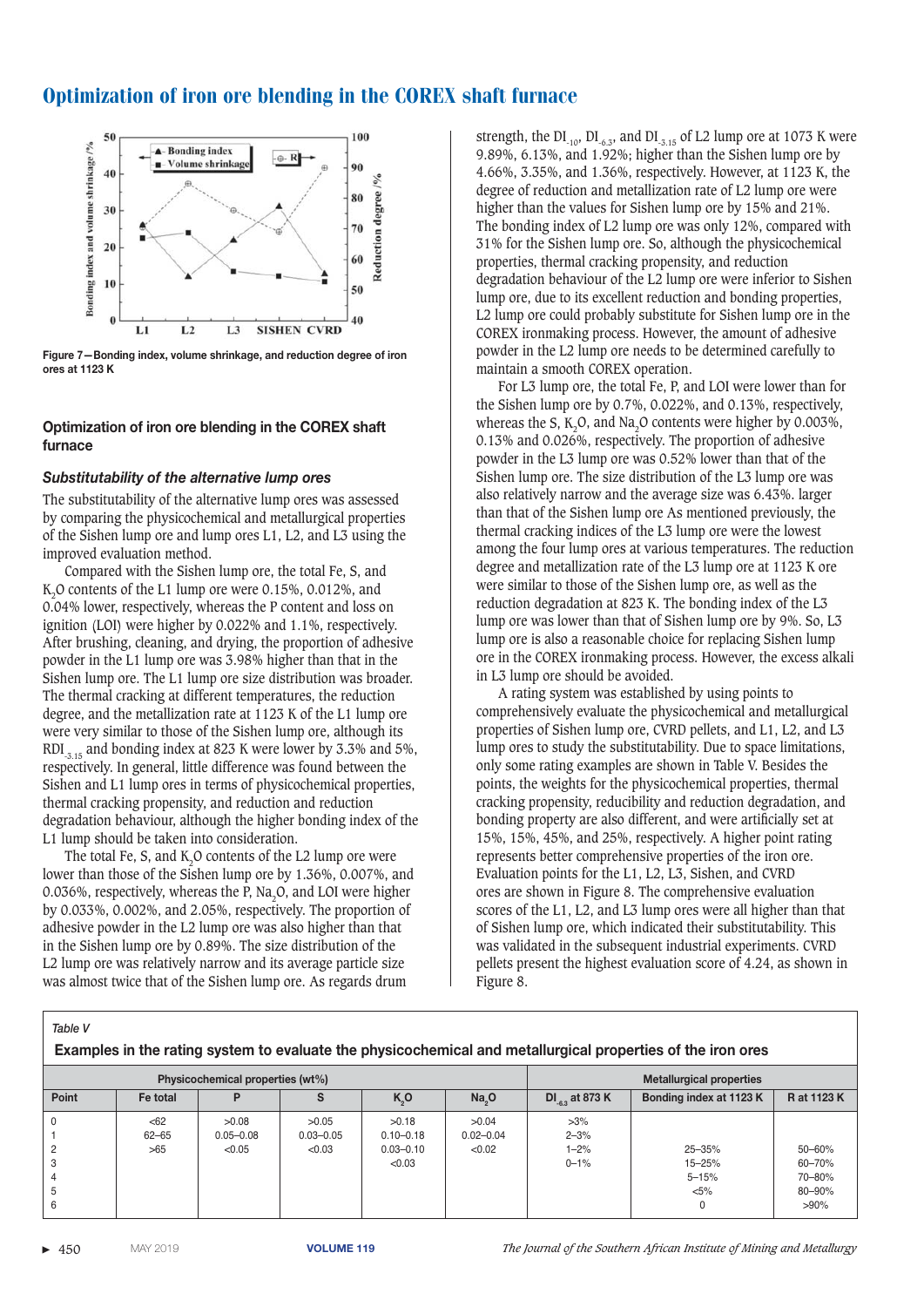Figure 7—Bonding index, volume shrinkage, and reduction degree of iron ores at 1123 K

## Optimization of iron ore blending in the COREX shaft furnace

### *Substitutability of the alternative lump ores*

The substitutability of the alternative lump ores was assessed by comparing the physicochemical and metallurgical properties of the Sishen lump ore and lump ores L1, L2, and L3 using the improved evaluation method.

Compared with the Sishen lump ore, the total Fe, S, and $K_2O$ contents of the L1 lump ore were 0.15%, 0.012%, and 0.04% lower, respectively, whereas the P content and loss on ignition (LOI) were higher by 0.022% and 1.1%, respectively. After brushing, cleaning, and drying, the proportion of adhesive powder in the L1 lump ore was 3.98% higher than that in the Sishen lump ore. The L1 lump ore size distribution was broader. The thermal cracking at different temperatures, the reduction degree, and the metallization rate at 1123 K of the L1 lump ore were very similar to those of the Sishen lump ore, although its $RDI_{-3.15}$ and bonding index at 823 K were lower by 3.3% and 5%, respectively. In general, little difference was found between the Sishen and L1 lump ores in terms of physicochemical properties, thermal cracking propensity, and reduction and reduction degradation behaviour, although the higher bonding index of the L1 lump should be taken into consideration.

The total Fe, S, and $K_2O$ contents of the L2 lump ore were lower than those of the Sishen lump ore by 1.36%, 0.007%, and 0.036%, respectively, whereas the P, $Na_2O$, and LOI were higher by 0.033%, 0.002%, and 2.05%, respectively. The proportion of adhesive powder in the L2 lump ore was also higher than that in the Sishen lump ore by 0.89%. The size distribution of the L2 lump ore was relatively narrow and its average particle size was almost twice that of the Sishen lump ore. As regards drum strength, the $DI_{-10}$, $DI_{-6.3}$, and $DI_{-3.15}$ of L2 lump ore at 1073 K were 9.89%, 6.13%, and 1.92%; higher than the Sishen lump ore by 4.66%, 3.35%, and 1.36%, respectively. However, at 1123 K, the degree of reduction and metallization rate of L2 lump ore were higher than the values for Sishen lump ore by 15% and 21%. The bonding index of L2 lump ore was only 12%, compared with 31% for the Sishen lump ore. So, although the physicochemical properties, thermal cracking propensity, and reduction degradation behaviour of the L2 lump ore were inferior to Sishen lump ore, due to its excellent reduction and bonding properties, L2 lump ore could probably substitute for Sishen lump ore in the COREX ironmaking process. However, the amount of adhesive powder in the L2 lump ore needs to be determined carefully to maintain a smooth COREX operation.

For L3 lump ore, the total Fe, P, and LOI were lower than for the Sishen lump ore by 0.7%, 0.022%, and 0.13%, respectively, whereas the S, $K_2O$, and $Na_2O$ contents were higher by 0.003%, 0.13% and 0.026%, respectively. The proportion of adhesive powder in the L3 lump ore was 0.52% lower than that of the Sishen lump ore. The size distribution of the L3 lump ore was also relatively narrow and the average size was 6.43%. larger than that of the Sishen lump ore As mentioned previously, the thermal cracking indices of the L3 lump ore were the lowest among the four lump ores at various temperatures. The reduction degree and metallization rate of the L3 lump ore at 1123 K ore were similar to those of the Sishen lump ore, as well as the reduction degradation at 823 K. The bonding index of the L3 lump ore was lower than that of Sishen lump ore by 9%. So, L3 lump ore is also a reasonable choice for replacing Sishen lump ore in the COREX ironmaking process. However, the excess alkali in L3 lump ore should be avoided.

A rating system was established by using points to comprehensively evaluate the physicochemical and metallurgical properties of Sishen lump ore, CVRD pellets, and L1, L2, and L3 lump ores to study the substitutability. Due to space limitations, only some rating examples are shown in Table V. Besides the points, the weights for the physicochemical properties, thermal cracking propensity, reducibility and reduction degradation, and bonding property are also different, and were artificially set at 15%, 15%, 45%, and 25%, respectively. A higher point rating represents better comprehensive properties of the iron ore. Evaluation points for the L1, L2, L3, Sishen, and CVRD ores are shown in Figure 8. The comprehensive evaluation scores of the L1, L2, and L3 lump ores were all higher than that of Sishen lump ore, which indicated their substitutability. This was validated in the subsequent industrial experiments. CVRD pellets present the highest evaluation score of 4.24, as shown in Figure 8.

*Table V*

**Examples in the rating system to evaluate the physicochemical and metallurgical properties of the iron ores**

| | Physicochemical properties (wt%) | | | | | Metallurgical properties | | |
|---|---|---|---|---|---|---|---|---|
| Point | Fe total | P | S | $K_2O$ | $Na_2O$ | $DI_{-6.3}$ at 873 K | Bonding index at 1123 K | R at 1123 K |
| 0 | <62 | >0.08 | >0.05 | >0.18 | >0.04 | >3% | | |
| 1 | 62–65 | 0.05–0.08 | 0.03–0.05 | 0.10–0.18 | 0.02–0.04 | 2–3% | | |
| 2 | >65 | <0.05 | <0.03 | 0.03–0.10 | <0.02 | 1–2% | 25–35% | 50–60% |
| 3 | | | | <0.03 | | 0–1% | 15–25% | 60–70% |
| 4 | | | | | | | 5–15% | 70–80% |
| 5 | | | | | | | <5% | 80–90% |
| 6 | | | | | | | 0 | >90% |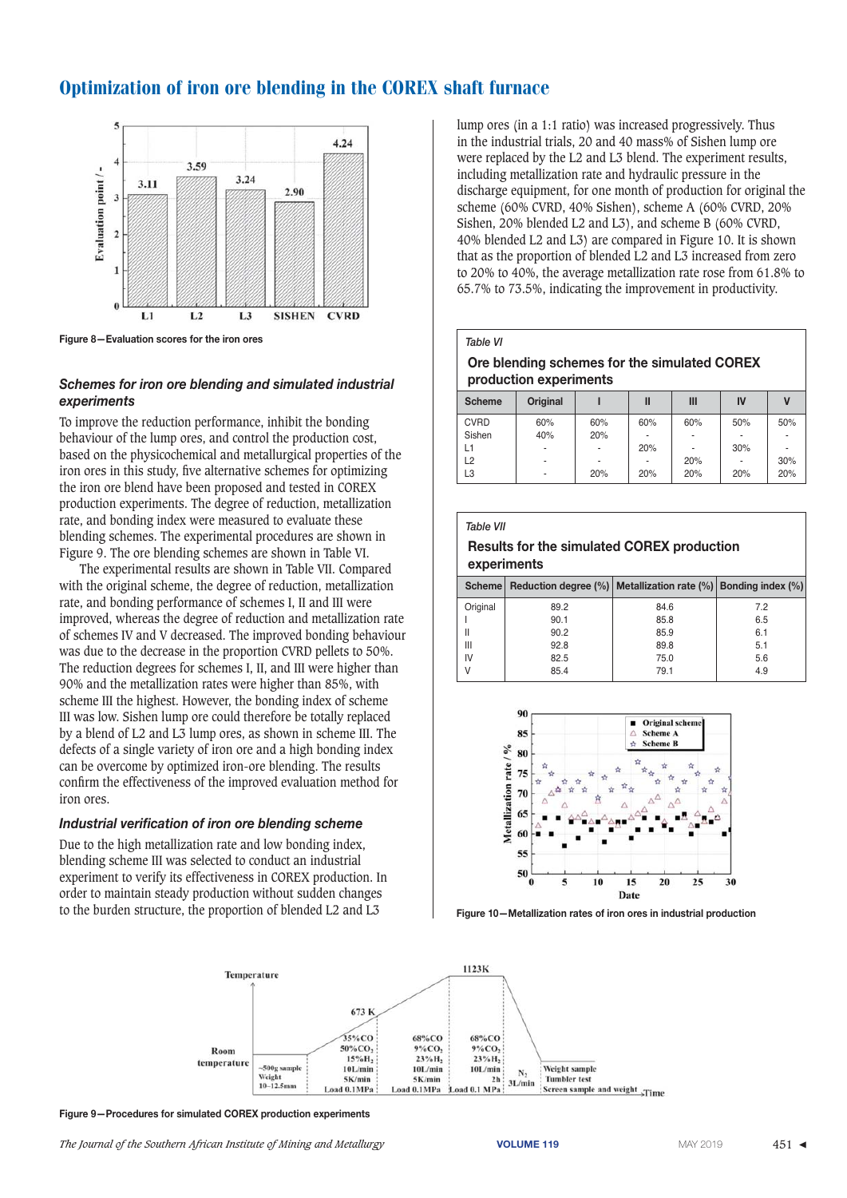# Optimization of iron ore blending in the COREX shaft furnace

Figure 8—Evaluation scores for the iron ores

### *Schemes for iron ore blending and simulated industrial experiments*

To improve the reduction performance, inhibit the bonding behaviour of the lump ores, and control the production cost, based on the physicochemical and metallurgical properties of the iron ores in this study, five alternative schemes for optimizing the iron ore blend have been proposed and tested in COREX production experiments. The degree of reduction, metallization rate, and bonding index were measured to evaluate these blending schemes. The experimental procedures are shown in Figure 9. The ore blending schemes are shown in Table VI.

The experimental results are shown in Table VII. Compared with the original scheme, the degree of reduction, metallization rate, and bonding performance of schemes I, II and III were improved, whereas the degree of reduction and metallization rate of schemes IV and V decreased. The improved bonding behaviour was due to the decrease in the proportion CVRD pellets to 50%. The reduction degrees for schemes I, II, and III were higher than 90% and the metallization rates were higher than 85%, with scheme III the highest. However, the bonding index of scheme III was low. Sishen lump ore could therefore be totally replaced by a blend of L2 and L3 lump ores, as shown in scheme III. The defects of a single variety of iron ore and a high bonding index can be overcome by optimized iron-ore blending. The results confirm the effectiveness of the improved evaluation method for iron ores.

### *Industrial verification of iron ore blending scheme*

Due to the high metallization rate and low bonding index, blending scheme III was selected to conduct an industrial experiment to verify its effectiveness in COREX production. In order to maintain steady production without sudden changes to the burden structure, the proportion of blended L2 and L3 lump ores (in a 1:1 ratio) was increased progressively. Thus in the industrial trials, 20 and 40 mass% of Sishen lump ore were replaced by the L2 and L3 blend. The experiment results, including metallization rate and hydraulic pressure in the discharge equipment, for one month of production for original the scheme (60% CVRD, 40% Sishen), scheme A (60% CVRD, 20% Sishen, 20% blended L2 and L3), and scheme B (60% CVRD, 40% blended L2 and L3) are compared in Figure 10. It is shown that as the proportion of blended L2 and L3 increased from zero to 20% to 40%, the average metallization rate rose from 61.8% to 65.7% to 73.5%, indicating the improvement in productivity.

*Table VI*

**Ore blending schemes for the simulated COREX production experiments**

| Scheme | Original | I | II | III | IV | V |
|---|---|---|---|---|---|---|
| CVRD | 60% | 60% | 60% | 60% | 50% | 50% |
| Sishen | 40% | 20% | - | - | - | - |
| L1 | - | - | 20% | - | 30% | - |
| L2 | - | - | - | 20% | - | 30% |
| L3 | - | 20% | 20% | 20% | 20% | 20% |

*Table VII*

**Results for the simulated COREX production experiments**

| Scheme | Reduction degree (%) | Metallization rate (%) | Bonding index (%) |
|---|---|---|---|
| Original | 89.2 | 84.6 | 7.2 |
| I | 90.1 | 85.8 | 6.5 |
| II | 90.2 | 85.9 | 6.1 |
| III | 92.8 | 89.8 | 5.1 |
| IV | 82.5 | 75.0 | 5.6 |
| V | 85.4 | 79.1 | 4.9 |

Figure 10—Metallization rates of iron ores in industrial production

Figure 9—Procedures for simulated COREX production experiments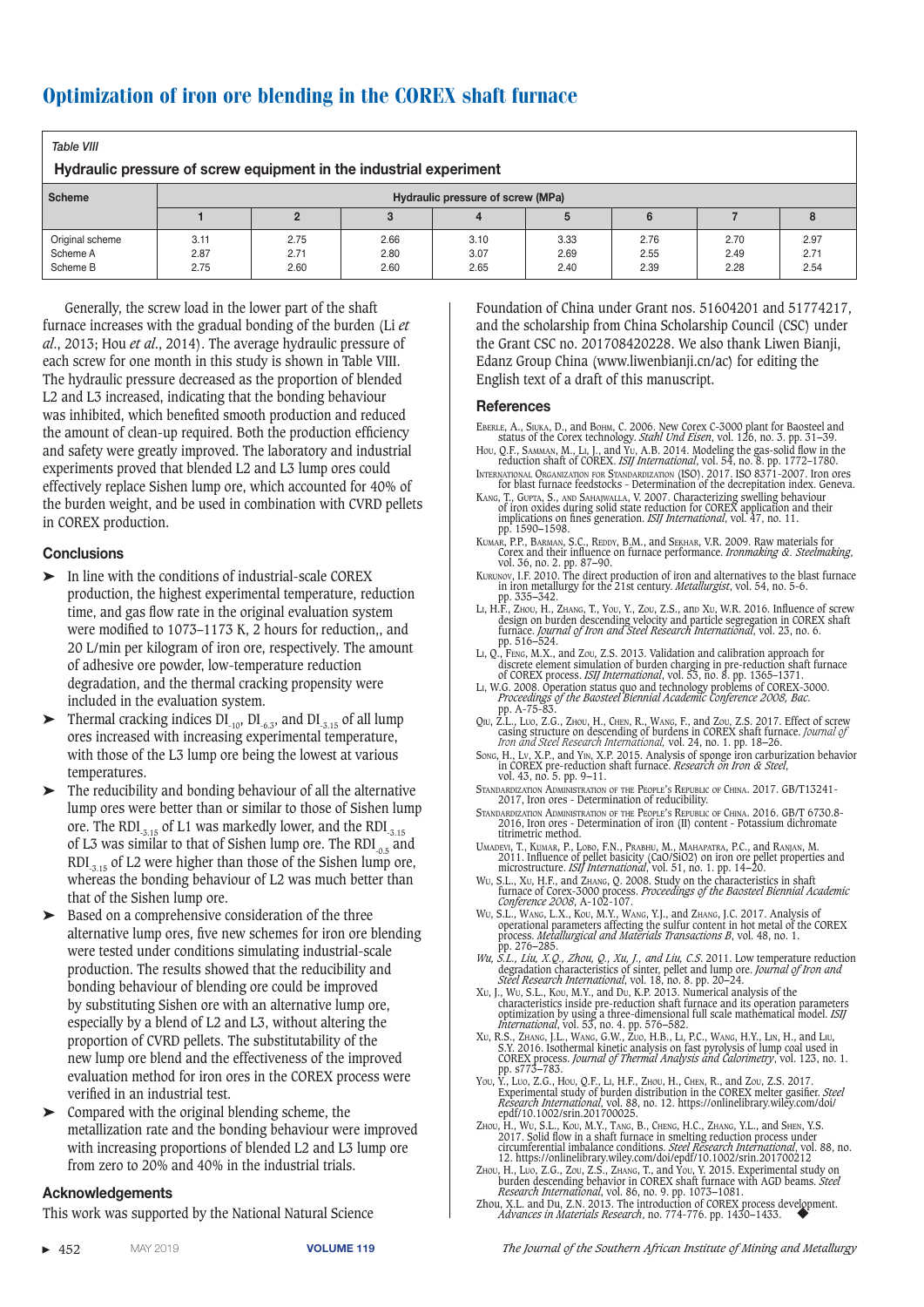*Table VIII*

**Hydraulic pressure of screw equipment in the industrial experiment**

| Scheme | Hydraulic pressure of screw (MPa) | | | | | | | |
|---|---|---|---|---|---|---|---|---|
| | 1 | 2 | 3 | 4 | 5 | 6 | 7 | 8 |
| Original scheme | 3.11 | 2.75 | 2.66 | 3.10 | 3.33 | 2.76 | 2.70 | 2.97 |
| Scheme A | 2.87 | 2.71 | 2.80 | 3.07 | 2.69 | 2.55 | 2.49 | 2.71 |
| Scheme B | 2.75 | 2.60 | 2.60 | 2.65 | 2.40 | 2.39 | 2.28 | 2.54 |

Generally, the screw load in the lower part of the shaft furnace increases with the gradual bonding of the burden (Li *et al*., 2013; Hou *et al*., 2014). The average hydraulic pressure of each screw for one month in this study is shown in Table VIII. The hydraulic pressure decreased as the proportion of blended L2 and L3 increased, indicating that the bonding behaviour was inhibited, which benefited smooth production and reduced the amount of clean-up required. Both the production efficiency and safety were greatly improved. The laboratory and industrial experiments proved that blended L2 and L3 lump ores could effectively replace Sishen lump ore, which accounted for 40% of the burden weight, and be used in combination with CVRD pellets in COREX production.

## Conclusions

- In line with the conditions of industrial-scale COREX production, the highest experimental temperature, reduction time, and gas flow rate in the original evaluation system were modified to 1073–1173 K, 2 hours for reduction,, and 20 L/min per kilogram of iron ore, respectively. The amount of adhesive ore powder, low-temperature reduction degradation, and the thermal cracking propensity were included in the evaluation system.
- Thermal cracking indices $DI_{-10}$, $DI_{-6.3}$, and $DI_{-3.15}$ of all lump ores increased with increasing experimental temperature, with those of the L3 lump being the lowest at various temperatures.
- The reducibility and bonding behaviour of all the alternative lump ores were better than or similar to those of Sishen lump ore. The $RDI_{-3.15}$ of L1 was markedly lower, and the $RDI_{-3.15}$ of L3 was similar to that of Sishen lump ore. The $RDI_{-0.5}$ and $RDI_{-3.15}$ of L2 were higher than those of the Sishen lump ore, whereas the bonding behaviour of L2 was much better than that of the Sishen lump ore.
- Based on a comprehensive consideration of the three alternative lump ores, five new schemes for iron ore blending were tested under conditions simulating industrial-scale production. The results showed that the reducibility and bonding behaviour of blending ore could be improved by substituting Sishen ore with an alternative lump ore, especially by a blend of L2 and L3, without altering the proportion of CVRD pellets. The substitutability of the new lump ore blend and the effectiveness of the improved evaluation method for iron ores in the COREX process were verified in an industrial test.
- Compared with the original blending scheme, the metallization rate and the bonding behaviour were improved with increasing proportions of blended L2 and L3 lump ore from zero to 20% and 40% in the industrial trials.

## Acknowledgements

This work was supported by the National Natural Science Foundation of China under Grant nos. 51604201 and 51774217, and the scholarship from China Scholarship Council (CSC) under the Grant CSC no. 201708420228. We also thank Liwen Bianji, Edanz Group China (www.liwenbianji.cn/ac) for editing the English text of a draft of this manuscript.

## References

Eberle, A., Siuka, D., and Bohm, C. 2006. New Corex C-3000 plant for Baosteel and status of the Corex technology. *Stahl Und Eisen*, vol. 126, no. 3. pp. 31–39.

Hou, Q.F., Samman, M., Li, J., and Yu, A.B. 2014. Modeling the gas-solid flow in the reduction shaft of COREX. *ISIJ International*, vol. 54, no. 8. pp. 1772–1780.

International Organization for Standardization (ISO). 2017. ISO 8371-2007. Iron ores for blast furnace feedstocks - Determination of the decrepitation index. Geneva.

Kang, T., Gupta, S., and Sahajwalla, V. 2007. Characterizing swelling behaviour of iron oxides during solid state reduction for COREX application and their implications on fines generation. *ISIJ International*, vol. 47, no. 11. pp. 1590–1598.

Kumar, P.P., Barman, S.C., Reddy, B.M., and Sekhar, V.R. 2009. Raw materials for Corex and their influence on furnace performance. *Ironmaking & Steelmaking*, vol. 36, no. 2. pp. 87–90.

Kurunov, I.F. 2010. The direct production of iron and alternatives to the blast furnace in iron metallurgy for the 21st century. *Metallurgist*, vol. 54, no. 5-6. pp. 335–342.

Li, H.F., Zhou, H., Zhang, T., You, Y., Zou, Z.S., and Xu, W.R. 2016. Influence of screw design on burden descending velocity and particle segregation in COREX shaft furnace. *Journal of Iron and Steel Research International*, vol. 23, no. 6. pp. 516–524.

Li, Q., Feng, M.X., and Zou, Z.S. 2013. Validation and calibration approach for discrete element simulation of burden charging in pre-reduction shaft furnace of COREX process. *ISIJ International*, vol. 53, no. 8. pp. 1365–1371.

Li, W.G. 2008. Operation status quo and technology problems of COREX-3000. *Proceedings of the Baosteel Biennial Academic Conference 2008, Bac*. pp. A-75-83.

Qiu, Z.L., Luo, Z.G., Zhou, H., Chen, R., Wang, F., and Zou, Z.S. 2017. Effect of screw casing structure on descending of burdens in COREX shaft furnace. *Journal of Iron and Steel Research International*, vol. 24, no. 1. pp. 18–26.

Song, H., Lv, X.P., and Yin, X.P. 2015. Analysis of sponge iron carburization behavior in COREX pre-reduction shaft furnace. *Research on Iron & Steel*, vol. 43, no. 5. pp. 9–11.

Standardization Administration of the People's Republic of China. 2017. GB/T13241-2017, Iron ores - Determination of reducibility.

Standardization Administration of the People's Republic of China. 2016. GB/T 6730.8-2016, Iron ores - Determination of iron (II) content - Potassium dichromate titrimetric method.

Umadevi, T., Kumar, P., Lobo, F.N., Prabhu, M., Mahapatra, P.C., and Ranjan, M. 2011. Influence of pellet basicity (CaO/SiO2) on iron ore pellet properties and microstructure. *ISIJ International*, vol. 51, no. 1. pp. 14–20.

Wu, S.L., Xu, H.F., and Zhang, Q. 2008. Study on the characteristics in shaft furnace of Corex-3000 process. *Proceedings of the Baosteel Biennial Academic Conference 2008*, A-102-107.

Wu, S.L., Wang, L.X., Kou, M.Y., Wang, Y.J., and Zhang, J.C. 2017. Analysis of operational parameters affecting the sulfur content in hot metal of the COREX process. *Metallurgical and Materials Transactions B*, vol. 48, no. 1. pp. 276–285.

*Wu, S.L., Liu, X.Q., Zhou, Q., Xu, J., and Liu, C.S.* 2011. Low temperature reduction degradation characteristics of sinter, pellet and lump ore. *Journal of Iron and Steel Research International*, vol. 18, no. 8. pp. 20–24.

Xu, J., Wu, S.L., Kou, M.Y., and Du, K.P. 2013. Numerical analysis of the characteristics inside pre-reduction shaft furnace and its operation parameters optimization by using a three-dimensional full scale mathematical model. *ISIJ International*, vol. 53, no. 4. pp. 576–582.

Xu, R.S., Zhang, J.L., Wang, G.W., Zuo, H.B., Li, P.C., Wang, H.Y., Lin, H., and Liu, S.Y. 2016. Isothermal kinetic analysis on fast pyrolysis of lump coal used in COREX process. *Journal of Thermal Analysis and Calorimetry*, vol. 123, no. 1. pp. s773–783.

You, Y., Luo, Z.G., Hou, Q.F., Li, H.F., Zhou, H., Chen, R., and Zou, Z.S. 2017. Experimental study of burden distribution in the COREX melter gasifier. *Steel Research International*, vol. 88, no. 12. https://onlinelibrary.wiley.com/doi/epdf/10.1002/srin.201700025.

Zhou, H., Wu, S.L., Kou, M.Y., Tang, B., Cheng, H.C., Zhang, Y.L., and Shen, Y.S. 2017. Solid flow in a shaft furnace in smelting reduction process under circumferential imbalance conditions. *Steel Research International*, vol. 88, no. 12. https://onlinelibrary.wiley.com/doi/epdf/10.1002/srin.201700212

Zhou, H., Luo, Z.G., Zou, Z.S., Zhang, T., and You, Y. 2015. Experimental study on burden descending behavior in COREX shaft furnace with AGD beams. *Steel Research International*, vol. 86, no. 9. pp. 1073–1081.

Zhou, X.L. and Du, Z.N. 2013. The introduction of COREX process development. *Advances in Materials Research*, no. 774-776. pp. 1430–1433. ◆